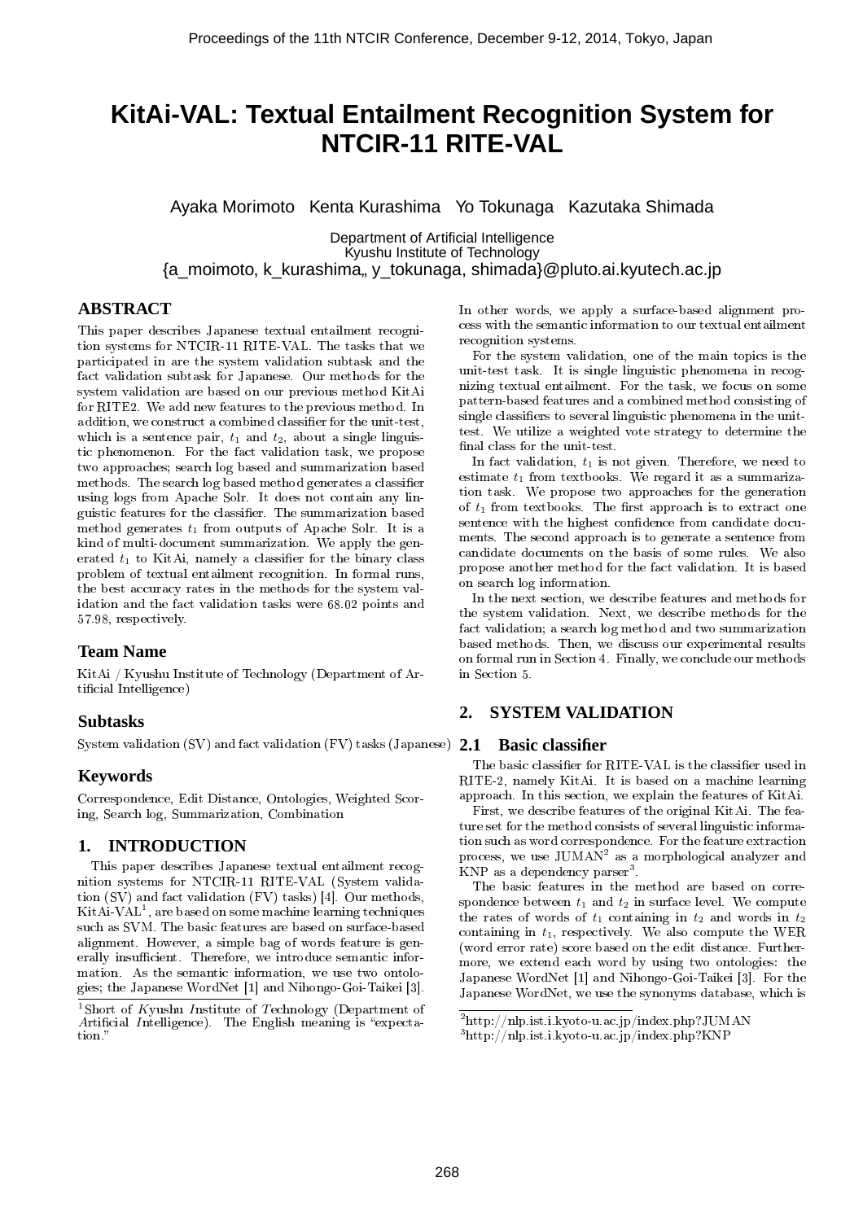# KitAi-VAL: Textual Entailment Recognition System for NTCIR-11 RITE-VAL

Ayaka Morimoto Kenta Kurashima Yo Tokunaga Kazutaka Shimada

Department of Artificial Intelligence
Kyushu Institute of Technology
{a_moimoto, k_kurashima,, y_tokunaga, shimada}@pluto.ai.kyutech.ac.jp

## ABSTRACT

This paper describes Japanese textual entailment recognition systems for NTCIR-11 RITE-VAL. The tasks that we participated in are the system validation subtask and the fact validation subtask for Japanese. Our methods for the system validation are based on our previous method KitAi for RITE2. We add new features to the previous method. In addition, we construct a combined classifier for the unit-test, which is a sentence pair, $t_1$ and $t_2$, about a single linguistic phenomenon. For the fact validation task, we propose two approaches; search log based and summarization based methods. The search log based method generates a classifier using logs from Apache Solr. It does not contain any linguistic features for the classifier. The summarization based method generates $t_1$ from outputs of Apache Solr. It is a kind of multi-document summarization. We apply the generated $t_1$ to KitAi, namely a classifier for the binary class problem of textual entailment recognition. In formal runs, the best accuracy rates in the methods for the system validation and the fact validation tasks were 68.02 points and 57.98, respectively.

## Team Name

KitAi / Kyushu Institute of Technology (Department of Artificial Intelligence)

## Subtasks

System validation (SV) and fact validation (FV) tasks (Japanese)

## Keywords

Correspondence, Edit Distance, Ontologies, Weighted Scoring, Search log, Summarization, Combination

## 1. INTRODUCTION

This paper describes Japanese textual entailment recognition systems for NTCIR-11 RITE-VAL (System validation (SV) and fact validation (FV) tasks) [4]. Our methods, KitAi-VAL[1], are based on some machine learning techniques such as SVM. The basic features are based on surface-based alignment. However, a simple bag of words feature is generally insufficient. Therefore, we introduce semantic information. As the semantic information, we use two ontologies; the Japanese WordNet [1] and Nihongo-Goi-Taikei [3]. In other words, we apply a surface-based alignment process with the semantic information to our textual entailment recognition systems.

For the system validation, one of the main topics is the unit-test task. It is single linguistic phenomena in recognizing textual entailment. For the task, we focus on some pattern-based features and a combined method consisting of single classifiers to several linguistic phenomena in the unit-test. We utilize a weighted vote strategy to determine the final class for the unit-test.

In fact validation, $t_1$ is not given. Therefore, we need to estimate $t_1$ from textbooks. We regard it as a summarization task. We propose two approaches for the generation of $t_1$ from textbooks. The first approach is to extract one sentence with the highest confidence from candidate documents. The second approach is to generate a sentence from candidate documents on the basis of some rules. We also propose another method for the fact validation. It is based on search log information.

In the next section, we describe features and methods for the system validation. Next, we describe methods for the fact validation; a search log method and two summarization based methods. Then, we discuss our experimental results on formal run in Section 4. Finally, we conclude our methods in Section 5.

## 2. SYSTEM VALIDATION

### 2.1 Basic classifier

The basic classifier for RITE-VAL is the classifier used in RITE-2, namely KitAi. It is based on a machine learning approach. In this section, we explain the features of KitAi.

First, we describe features of the original KitAi. The feature set for the method consists of several linguistic information such as word correspondence. For the feature extraction process, we use JUMAN[2] as a morphological analyzer and KNP as a dependency parser[3].

The basic features in the method are based on correspondence between $t_1$ and $t_2$ in surface level. We compute the rates of words of $t_1$ containing in $t_2$ and words in $t_2$ containing in $t_1$, respectively. We also compute the WER (word error rate) score based on the edit distance. Furthermore, we extend each word by using two ontologies: the Japanese WordNet [1] and Nihongo-Goi-Taikei [3]. For the Japanese WordNet, we use the synonyms database, which is

[1] Short of *K*yushu *I*nstitute of *T*echnology (Department of *A*rtificial *I*ntelligence). The English meaning is "expectation."

[2] http://nlp.ist.i.kyoto-u.ac.jp/index.php?JUMAN

[3] http://nlp.ist.i.kyoto-u.ac.jp/index.php?KNP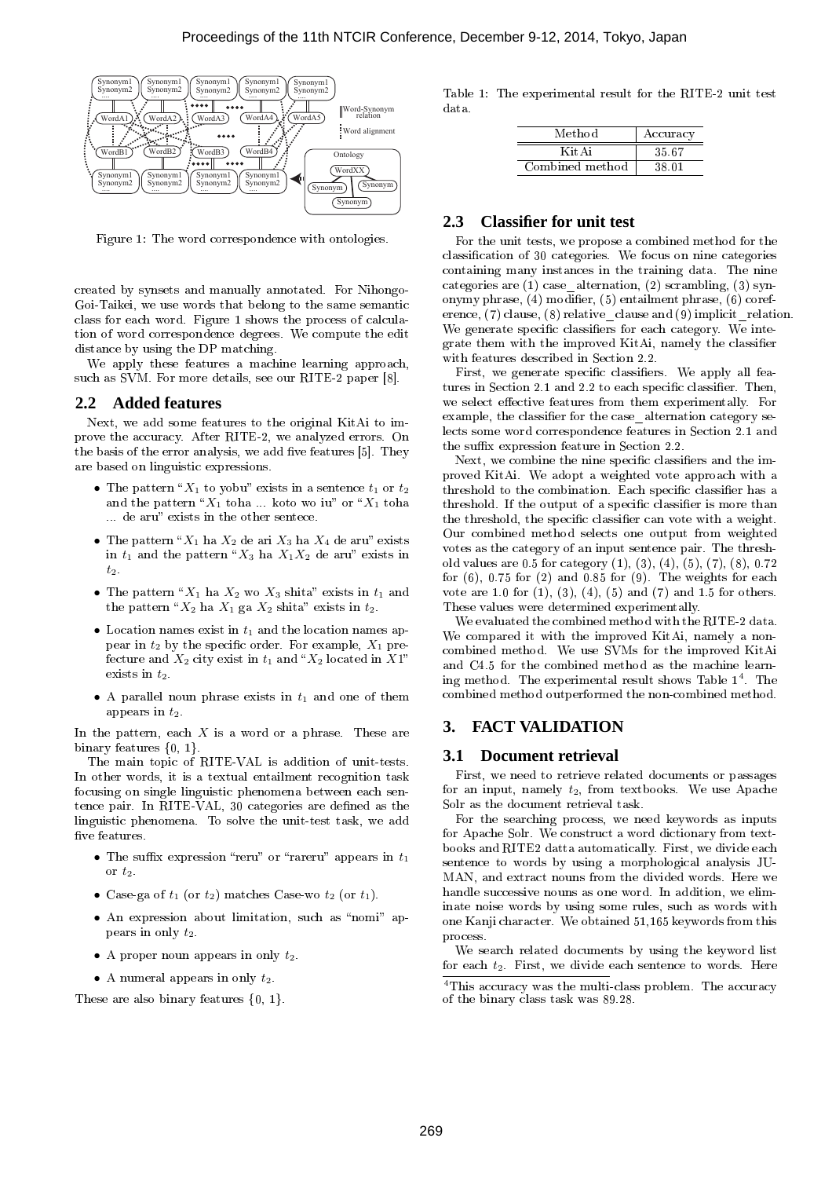Figure 1: The word correspondence with ontologies.

created by synsets and manually annotated. For Nihongo-Goi-Taikei, we use words that belong to the same semantic class for each word. Figure 1 shows the process of calculation of word correspondence degrees. We compute the edit distance by using the DP matching.

We apply these features a machine learning approach, such as SVM. For more details, see our RITE-2 paper [8].

## 2.2 Added features

Next, we add some features to the original KitAi to improve the accuracy. After RITE-2, we analyzed errors. On the basis of the error analysis, we add five features [5]. They are based on linguistic expressions.

- The pattern "$X_1$ to yobu" exists in a sentence $t_1$ or $t_2$ and the pattern "$X_1$ toha ... koto wo iu" or "$X_1$ toha ... de aru" exists in the other sentece.
- The pattern "$X_1$ ha $X_2$ de ari $X_3$ ha $X_4$ de aru" exists in $t_1$ and the pattern "$X_3$ ha $X_1 X_2$ de aru" exists in $t_2$.
- The pattern "$X_1$ ha $X_2$ wo $X_3$ shita" exists in $t_1$ and the pattern "$X_2$ ha $X_1$ ga $X_2$ shita" exists in $t_2$.
- Location names exist in $t_1$ and the location names appear in $t_2$ by the specific order. For example, $X_1$ prefecture and $X_2$ city exist in $t_1$ and "$X_2$ located in $X1$" exists in $t_2$.
- A parallel noun phrase exists in $t_1$ and one of them appears in $t_2$.

In the pattern, each $X$ is a word or a phrase. These are binary features $\{0, 1\}$.

The main topic of RITE-VAL is addition of unit-tests. In other words, it is a textual entailment recognition task focusing on single linguistic phenomena between each sentence pair. In RITE-VAL, 30 categories are defined as the linguistic phenomena. To solve the unit-test task, we add five features.

- The suffix expression "reru" or "rareru" appears in $t_1$ or $t_2$.
- Case-ga of $t_1$ (or $t_2$) matches Case-wo $t_2$ (or $t_1$).
- An expression about limitation, such as "nomi" appears in only $t_2$.
- A proper noun appears in only $t_2$.
- A numeral appears in only $t_2$.

These are also binary features $\{0, 1\}$.

Table 1: The experimental result for the RITE-2 unit test data.

| Method | Accuracy |
|---|---|
| KitAi | 35.67 |
| Combined method | 38.01 |

## 2.3 Classifier for unit test

For the unit tests, we propose a combined method for the classification of 30 categories. We focus on nine categories containing many instances in the training data. The nine categories are (1) case_alternation, (2) scrambling, (3) synonymy phrase, (4) modifier, (5) entailment phrase, (6) coreference, (7) clause, (8) relative_clause and (9) implicit_relation. We generate specific classifiers for each category. We integrate them with the improved KitAi, namely the classifier with features described in Section 2.2.

First, we generate specific classifiers. We apply all features in Section 2.1 and 2.2 to each specific classifier. Then, we select effective features from them experimentally. For example, the classifier for the case_alternation category selects some word correspondence features in Section 2.1 and the suffix expression feature in Section 2.2.

Next, we combine the nine specific classifiers and the improved KitAi. We adopt a weighted vote approach with a threshold to the combination. Each specific classifier has a threshold. If the output of a specific classifier is more than the threshold, the specific classifier can vote with a weight. Our combined method selects one output from weighted votes as the category of an input sentence pair. The threshold values are 0.5 for category (1), (3), (4), (5), (7), (8), 0.72 for (6), 0.75 for (2) and 0.85 for (9). The weights for each vote are 1.0 for (1), (3), (4), (5) and (7) and 1.5 for others. These values were determined experimentally.

We evaluated the combined method with the RITE-2 data. We compared it with the improved KitAi, namely a non-combined method. We use SVMs for the improved KitAi and C4.5 for the combined method as the machine learning method. The experimental result shows Table 1[4]. The combined method outperformed the non-combined method.

# 3. FACT VALIDATION

## 3.1 Document retrieval

First, we need to retrieve related documents or passages for an input, namely $t_2$, from textbooks. We use Apache Solr as the document retrieval task.

For the searching process, we need keywords as inputs for Apache Solr. We construct a word dictionary from textbooks and RITE2 datta automatically. First, we divide each sentence to words by using a morphological analysis JUMAN, and extract nouns from the divided words. Here we handle successive nouns as one word. In addition, we eliminate noise words by using some rules, such as words with one Kanji character. We obtained 51,165 keywords from this process.

We search related documents by using the keyword list for each $t_2$. First, we divide each sentence to words. Here

[4]This accuracy was the multi-class problem. The accuracy of the binary class task was 89.28.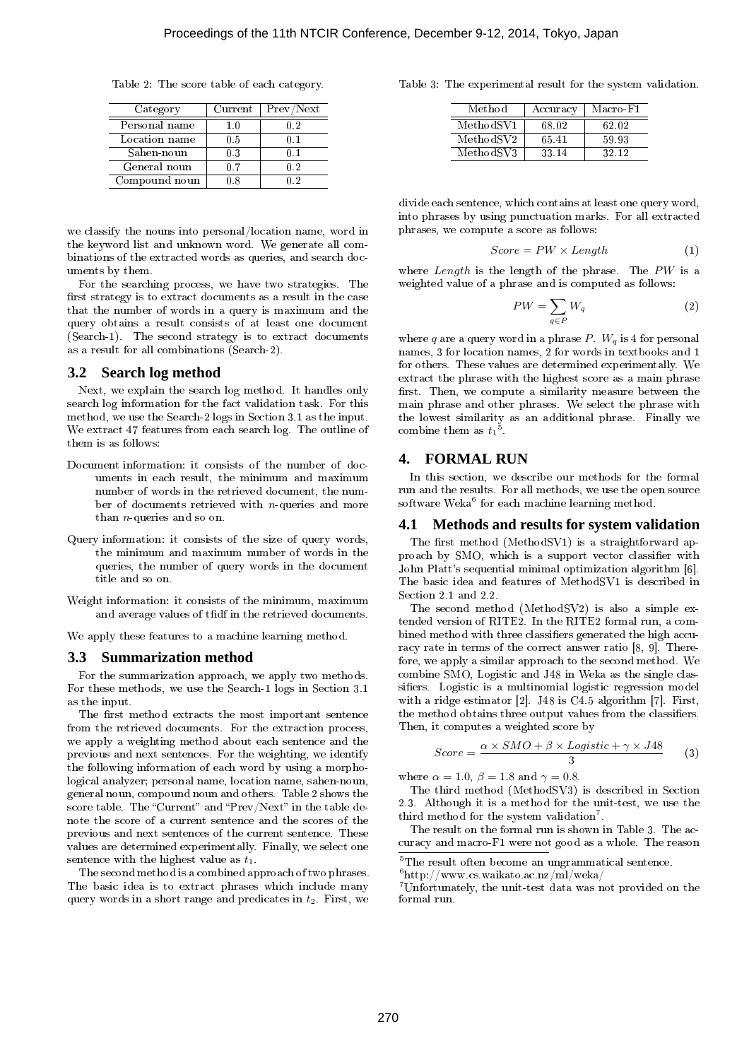Table 2: The score table of each category.

| Category | Current | Prev/Next |
|---|---|---|
| Personal name | 1.0 | 0.2 |
| Location name | 0.5 | 0.1 |
| Sahen-noun | 0.3 | 0.1 |
| General noun | 0.7 | 0.2 |
| Compound noun | 0.8 | 0.2 |

we classify the nouns into personal/location name, word in the keyword list and unknown word. We generate all combinations of the extracted words as queries, and search documents by them.

For the searching process, we have two strategies. The first strategy is to extract documents as a result in the case that the number of words in a query is maximum and the query obtains a result consists of at least one document (Search-1). The second strategy is to extract documents as a result for all combinations (Search-2).

### 3.2 Search log method

Next, we explain the search log method. It handles only search log information for the fact validation task. For this method, we use the Search-2 logs in Section 3.1 as the input. We extract 47 features from each search log. The outline of them is as follows:

- Document information: it consists of the number of documents in each result, the minimum and maximum number of words in the retrieved document, the number of documents retrieved with $n$-queries and more than $n$-queries and so on.
- Query information: it consists of the size of query words, the minimum and maximum number of words in the queries, the number of query words in the document title and so on.
- Weight information: it consists of the minimum, maximum and average values of tfidf in the retrieved documents.

We apply these features to a machine learning method.

### 3.3 Summarization method

For the summarization approach, we apply two methods. For these methods, we use the Search-1 logs in Section 3.1 as the input.

The first method extracts the most important sentence from the retrieved documents. For the extraction process, we apply a weighting method about each sentence and the previous and next sentences. For the weighting, we identify the following information of each word by using a morphological analyzer; personal name, location name, sahen-noun, general noun, compound noun and others. Table 2 shows the score table. The "Current" and "Prev/Next" in the table denote the score of a current sentence and the scores of the previous and next sentences of the current sentence. These values are determined experimentally. Finally, we select one sentence with the highest value as $t_1$.

The second method is a combined approach of two phrases. The basic idea is to extract phrases which include many query words in a short range and predicates in $t_2$. First, we divide each sentence, which contains at least one query word, into phrases by using punctuation marks. For all extracted phrases, we compute a score as follows:

$$Score = PW \times Length \tag{1}$$

where $Length$ is the length of the phrase. The $PW$ is a weighted value of a phrase and is computed as follows:

$$PW = \sum_{q \in P} W_q \tag{2}$$

where $q$ are a query word in a phrase $P$. $W_q$ is 4 for personal names, 3 for location names, 2 for words in textbooks and 1 for others. These values are determined experimentally. We extract the phrase with the highest score as a main phrase first. Then, we compute a similarity measure between the main phrase and other phrases. We select the phrase with the lowest similarity as an additional phrase. Finally we combine them as $t_1$[5].

## 4. FORMAL RUN

In this section, we describe our methods for the formal run and the results. For all methods, we use the open source software Weka[6] for each machine learning method.

### 4.1 Methods and results for system validation

The first method (MethodSV1) is a straightforward approach by SMO, which is a support vector classifier with John Platt's sequential minimal optimization algorithm [6]. The basic idea and features of MethodSV1 is described in Section 2.1 and 2.2.

The second method (MethodSV2) is also a simple extended version of RITE2. In the RITE2 formal run, a combined method with three classifiers generated the high accuracy rate in terms of the correct answer ratio [8, 9]. Therefore, we apply a similar approach to the second method. We combine SMO, Logistic and J48 in Weka as the single classifiers. Logistic is a multinomial logistic regression model with a ridge estimator [2]. J48 is C4.5 algorithm [7]. First, the method obtains three output values from the classifiers. Then, it computes a weighted score by

$$Score = \frac{\alpha \times SMO + \beta \times Logistic + \gamma \times J48}{3} \tag{3}$$

where $\alpha = 1.0$, $\beta = 1.8$ and $\gamma = 0.8$.

The third method (MethodSV3) is described in Section 2.3. Although it is a method for the unit-test, we use the third method for the system validation[7].

The result on the formal run is shown in Table 3. The accuracy and macro-F1 were not good as a whole. The reason

Table 3: The experimental result for the system validation.

| Method | Accuracy | Macro-F1 |
|---|---|---|
| MethodSV1 | 68.02 | 62.02 |
| MethodSV2 | 65.41 | 59.93 |
| MethodSV3 | 33.14 | 32.12 |

[5] The result often become an ungrammatical sentence.

[6] http://www.cs.waikato.ac.nz/ml/weka/

[7] Unfortunately, the unit-test data was not provided on the formal run.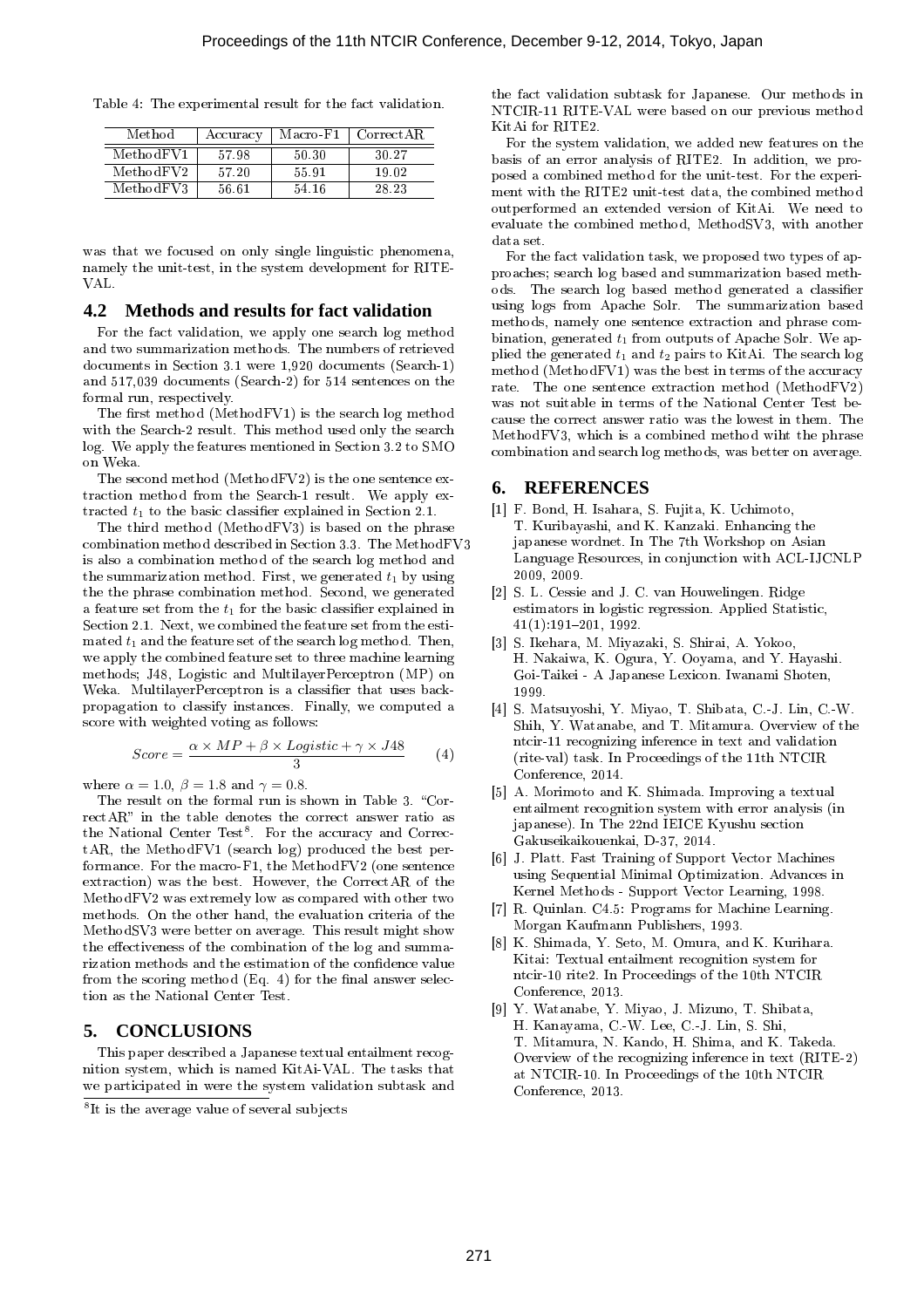Table 4: The experimental result for the fact validation.

| Method | Accuracy | Macro-F1 | CorrectAR |
|---|---|---|---|
| MethodFV1 | 57.98 | 50.30 | 30.27 |
| MethodFV2 | 57.20 | 55.91 | 19.02 |
| MethodFV3 | 56.61 | 54.16 | 28.23 |

was that we focused on only single linguistic phenomena, namely the unit-test, in the system development for RITE-VAL.

## 4.2 Methods and results for fact validation

For the fact validation, we apply one search log method and two summarization methods. The numbers of retrieved documents in Section 3.1 were 1,920 documents (Search-1) and 517,039 documents (Search-2) for 514 sentences on the formal run, respectively.

The first method (MethodFV1) is the search log method with the Search-2 result. This method used only the search log. We apply the features mentioned in Section 3.2 to SMO on Weka.

The second method (MethodFV2) is the one sentence extraction method from the Search-1 result. We apply extracted $t_1$ to the basic classifier explained in Section 2.1.

The third method (MethodFV3) is based on the phrase combination method described in Section 3.3. The MethodFV3 is also a combination method of the search log method and the summarization method. First, we generated $t_1$ by using the the phrase combination method. Second, we generated a feature set from the $t_1$ for the basic classifier explained in Section 2.1. Next, we combined the feature set from the estimated $t_1$ and the feature set of the search log method. Then, we apply the combined feature set to three machine learning methods; J48, Logistic and MultilayerPerceptron (MP) on Weka. MultilayerPerceptron is a classifier that uses backpropagation to classify instances. Finally, we computed a score with weighted voting as follows:

$$Score = \frac{\alpha \times MP + \beta \times Logistic + \gamma \times J48}{3} \quad (4)$$

where $\alpha = 1.0$, $\beta = 1.8$ and $\gamma = 0.8$.

The result on the formal run is shown in Table 3. "CorrectAR" in the table denotes the correct answer ratio as the National Center Test[8]. For the accuracy and CorrectAR, the MethodFV1 (search log) produced the best performance. For the macro-F1, the MethodFV2 (one sentence extraction) was the best. However, the CorrectAR of the MethodFV2 was extremely low as compared with other two methods. On the other hand, the evaluation criteria of the MethodSV3 were better on average. This result might show the effectiveness of the combination of the log and summarization methods and the estimation of the confidence value from the scoring method (Eq. 4) for the final answer selection as the National Center Test.

# 5. CONCLUSIONS

This paper described a Japanese textual entailment recognition system, which is named KitAi-VAL. The tasks that we participated in were the system validation subtask and the fact validation subtask for Japanese. Our methods in NTCIR-11 RITE-VAL were based on our previous method KitAi for RITE2.

For the system validation, we added new features on the basis of an error analysis of RITE2. In addition, we proposed a combined method for the unit-test. For the experiment with the RITE2 unit-test data, the combined method outperformed an extended version of KitAi. We need to evaluate the combined method, MethodSV3, with another data set.

For the fact validation task, we proposed two types of approaches; search log based and summarization based methods. The search log based method generated a classifier using logs from Apache Solr. The summarization based methods, namely one sentence extraction and phrase combination, generated $t_1$ from outputs of Apache Solr. We applied the generated $t_1$ and $t_2$ pairs to KitAi. The search log method (MethodFV1) was the best in terms of the accuracy rate. The one sentence extraction method (MethodFV2) was not suitable in terms of the National Center Test because the correct answer ratio was the lowest in them. The MethodFV3, which is a combined method wiht the phrase combination and search log methods, was better on average.

[8]It is the average value of several subjects

# 6. REFERENCES

[1] F. Bond, H. Isahara, S. Fujita, K. Uchimoto, T. Kuribayashi, and K. Kanzaki. Enhancing the japanese wordnet. In The 7th Workshop on Asian Language Resources, in conjunction with ACL-IJCNLP 2009, 2009.

[2] S. L. Cessie and J. C. van Houwelingen. Ridge estimators in logistic regression. Applied Statistic, 41(1):191–201, 1992.

[3] S. Ikehara, M. Miyazaki, S. Shirai, A. Yokoo, H. Nakaiwa, K. Ogura, Y. Ooyama, and Y. Hayashi. Goi-Taikei - A Japanese Lexicon. Iwanami Shoten, 1999.

[4] S. Matsuyoshi, Y. Miyao, T. Shibata, C.-J. Lin, C.-W. Shih, Y. Watanabe, and T. Mitamura. Overview of the ntcir-11 recognizing inference in text and validation (rite-val) task. In Proceedings of the 11th NTCIR Conference, 2014.

[5] A. Morimoto and K. Shimada. Improving a textual entailment recognition system with error analysis (in japanese). In The 22nd IEICE Kyushu section Gakuseikaikouenkai, D-37, 2014.

[6] J. Platt. Fast Training of Support Vector Machines using Sequential Minimal Optimization. Advances in Kernel Methods - Support Vector Learning, 1998.

[7] R. Quinlan. C4.5: Programs for Machine Learning. Morgan Kaufmann Publishers, 1993.

[8] K. Shimada, Y. Seto, M. Omura, and K. Kurihara. Kitai: Textual entailment recognition system for ntcir-10 rite2. In Proceedings of the 10th NTCIR Conference, 2013.

[9] Y. Watanabe, Y. Miyao, J. Mizuno, T. Shibata, H. Kanayama, C.-W. Lee, C.-J. Lin, S. Shi, T. Mitamura, N. Kando, H. Shima, and K. Takeda. Overview of the recognizing inference in text (RITE-2) at NTCIR-10. In Proceedings of the 10th NTCIR Conference, 2013.